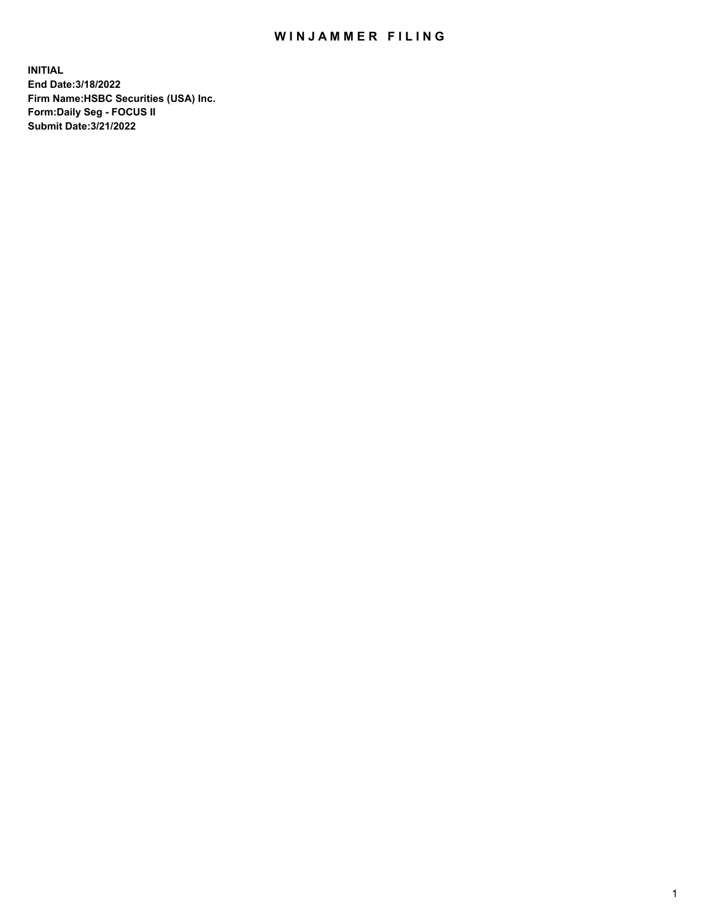# WINJAMMER FILING

**INITIAL**
**End Date:3/18/2022**
**Firm Name:HSBC Securities (USA) Inc.**
**Form:Daily Seg - FOCUS II**
**Submit Date:3/21/2022**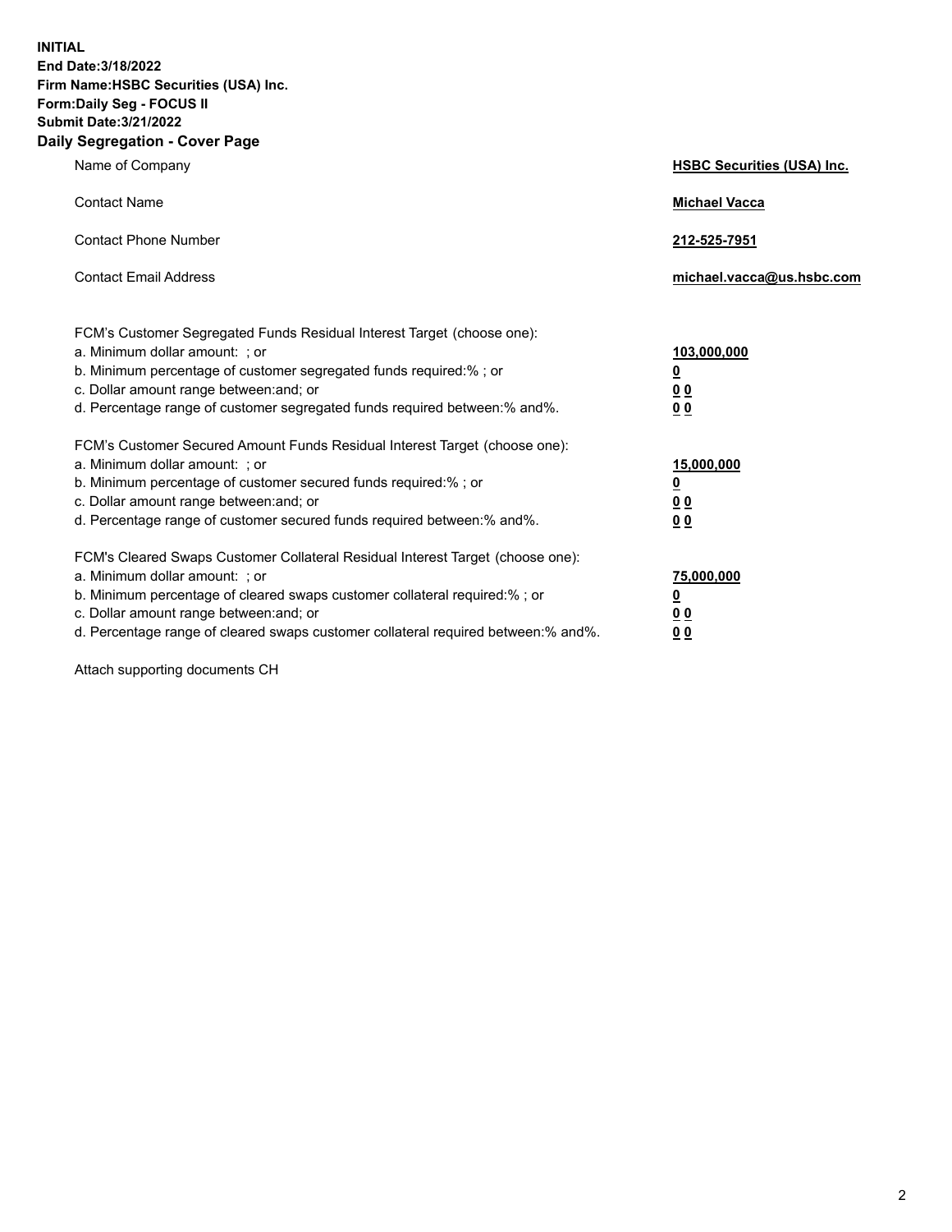**INITIAL**
**End Date:3/18/2022**
**Firm Name:HSBC Securities (USA) Inc.**
**Form:Daily Seg - FOCUS II**
**Submit Date:3/21/2022**

## Daily Segregation - Cover Page

| | |
|---|---|
| Name of Company | **HSBC Securities (USA) Inc.** |
| Contact Name | **Michael Vacca** |
| Contact Phone Number | **212-525-7951** |
| Contact Email Address | **michael.vacca@us.hsbc.com** |

| | |
|---|---|
| FCM's Customer Segregated Funds Residual Interest Target (choose one): | |
| a. Minimum dollar amount: ; or | **103,000,000** |
| b. Minimum percentage of customer segregated funds required:% ; or | **0** |
| c. Dollar amount range between:and; or | **0 0** |
| d. Percentage range of customer segregated funds required between:% and%. | **0 0** |
| FCM's Customer Secured Amount Funds Residual Interest Target (choose one): | |
| a. Minimum dollar amount: ; or | **15,000,000** |
| b. Minimum percentage of customer secured funds required:% ; or | **0** |
| c. Dollar amount range between:and; or | **0 0** |
| d. Percentage range of customer secured funds required between:% and%. | **0 0** |
| FCM's Cleared Swaps Customer Collateral Residual Interest Target (choose one): | |
| a. Minimum dollar amount: ; or | **75,000,000** |
| b. Minimum percentage of cleared swaps customer collateral required:% ; or | **0** |
| c. Dollar amount range between:and; or | **0 0** |
| d. Percentage range of cleared swaps customer collateral required between:% and%. | **0 0** |

Attach supporting documents CH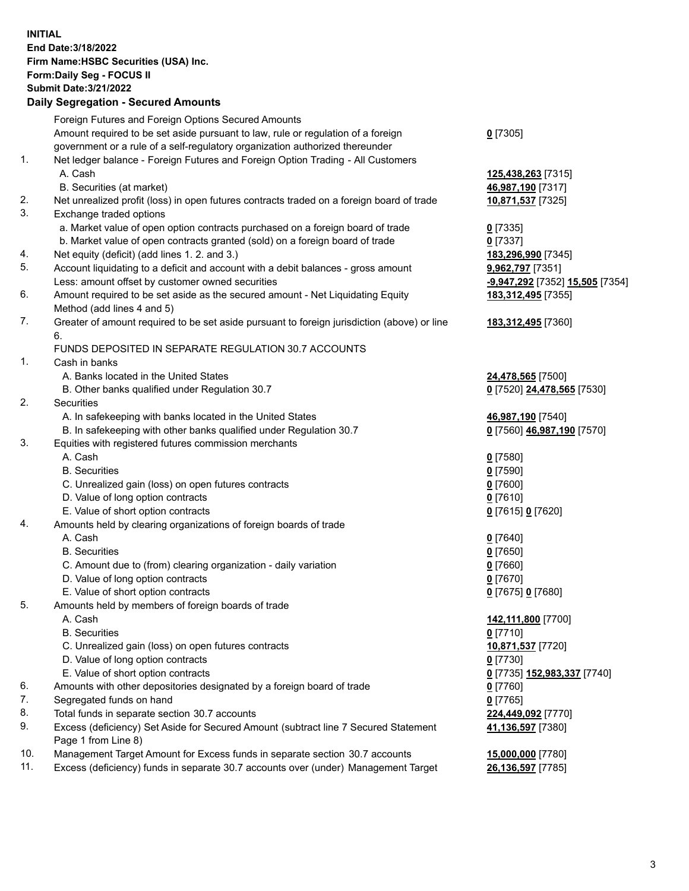**INITIAL**
**End Date:3/18/2022**
**Firm Name:HSBC Securities (USA) Inc.**
**Form:Daily Seg - FOCUS II**
**Submit Date:3/21/2022**

## Daily Segregation - Secured Amounts

| | | |
|---|---|---|
| | Foreign Futures and Foreign Options Secured Amounts | |
| | Amount required to be set aside pursuant to law, rule or regulation of a foreign government or a rule of a self-regulatory organization authorized thereunder | **0** [7305] |
| 1. | Net ledger balance - Foreign Futures and Foreign Option Trading - All Customers | |
| | A. Cash | **125,438,263** [7315] |
| | B. Securities (at market) | **46,987,190** [7317] |
| 2. | Net unrealized profit (loss) in open futures contracts traded on a foreign board of trade | **10,871,537** [7325] |
| 3. | Exchange traded options | |
| | a. Market value of open option contracts purchased on a foreign board of trade | **0** [7335] |
| | b. Market value of open contracts granted (sold) on a foreign board of trade | **0** [7337] |
| 4. | Net equity (deficit) (add lines 1. 2. and 3.) | **183,296,990** [7345] |
| 5. | Account liquidating to a deficit and account with a debit balances - gross amount | **9,962,797** [7351] |
| | Less: amount offset by customer owned securities | **-9,947,292** [7352] **15,505** [7354] |
| 6. | Amount required to be set aside as the secured amount - Net Liquidating Equity Method (add lines 4 and 5) | **183,312,495** [7355] |
| 7. | Greater of amount required to be set aside pursuant to foreign jurisdiction (above) or line 6. | **183,312,495** [7360] |
| | FUNDS DEPOSITED IN SEPARATE REGULATION 30.7 ACCOUNTS | |
| 1. | Cash in banks | |
| | A. Banks located in the United States | **24,478,565** [7500] |
| | B. Other banks qualified under Regulation 30.7 | **0** [7520] **24,478,565** [7530] |
| 2. | Securities | |
| | A. In safekeeping with banks located in the United States | **46,987,190** [7540] |
| | B. In safekeeping with other banks qualified under Regulation 30.7 | **0** [7560] **46,987,190** [7570] |
| 3. | Equities with registered futures commission merchants | |
| | A. Cash | **0** [7580] |
| | B. Securities | **0** [7590] |
| | C. Unrealized gain (loss) on open futures contracts | **0** [7600] |
| | D. Value of long option contracts | **0** [7610] |
| | E. Value of short option contracts | **0** [7615] **0** [7620] |
| 4. | Amounts held by clearing organizations of foreign boards of trade | |
| | A. Cash | **0** [7640] |
| | B. Securities | **0** [7650] |
| | C. Amount due to (from) clearing organization - daily variation | **0** [7660] |
| | D. Value of long option contracts | **0** [7670] |
| | E. Value of short option contracts | **0** [7675] **0** [7680] |
| 5. | Amounts held by members of foreign boards of trade | |
| | A. Cash | **142,111,800** [7700] |
| | B. Securities | **0** [7710] |
| | C. Unrealized gain (loss) on open futures contracts | **10,871,537** [7720] |
| | D. Value of long option contracts | **0** [7730] |
| | E. Value of short option contracts | **0** [7735] **152,983,337** [7740] |
| 6. | Amounts with other depositories designated by a foreign board of trade | **0** [7760] |
| 7. | Segregated funds on hand | **0** [7765] |
| 8. | Total funds in separate section 30.7 accounts | **224,449,092** [7770] |
| 9. | Excess (deficiency) Set Aside for Secured Amount (subtract line 7 Secured Statement Page 1 from Line 8) | **41,136,597** [7380] |
| 10. | Management Target Amount for Excess funds in separate section 30.7 accounts | **15,000,000** [7780] |
| 11. | Excess (deficiency) funds in separate 30.7 accounts over (under) Management Target | **26,136,597** [7785] |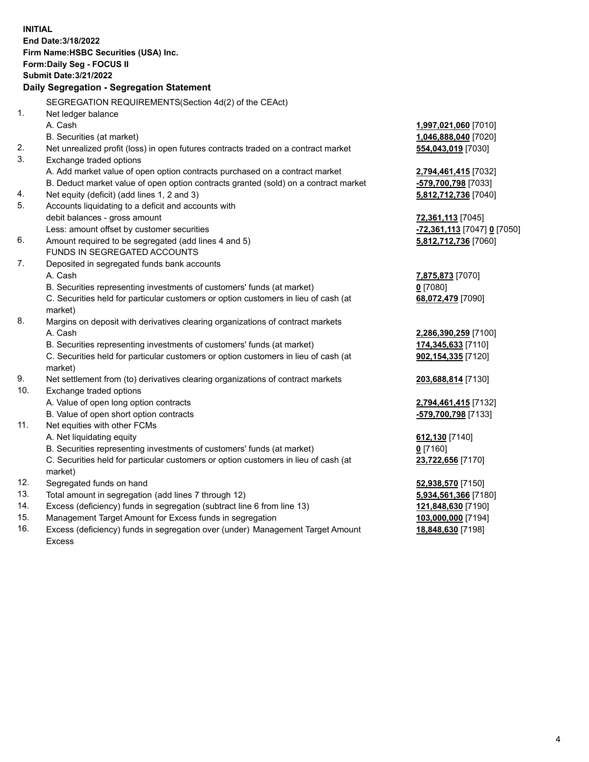**INITIAL**
**End Date:3/18/2022**
**Firm Name:HSBC Securities (USA) Inc.**
**Form:Daily Seg - FOCUS II**
**Submit Date:3/21/2022**

## Daily Segregation - Segregation Statement

| | | |
|---|---|---|
| | SEGREGATION REQUIREMENTS(Section 4d(2) of the CEAct) | |
| 1. | Net ledger balance | |
| | A. Cash | **1,997,021,060** [7010] |
| | B. Securities (at market) | **1,046,888,040** [7020] |
| 2. | Net unrealized profit (loss) in open futures contracts traded on a contract market | **554,043,019** [7030] |
| 3. | Exchange traded options | |
| | A. Add market value of open option contracts purchased on a contract market | **2,794,461,415** [7032] |
| | B. Deduct market value of open option contracts granted (sold) on a contract market | **-579,700,798** [7033] |
| 4. | Net equity (deficit) (add lines 1, 2 and 3) | **5,812,712,736** [7040] |
| 5. | Accounts liquidating to a deficit and accounts with | |
| | debit balances - gross amount | **72,361,113** [7045] |
| | Less: amount offset by customer securities | **-72,361,113** [7047] **0** [7050] |
| 6. | Amount required to be segregated (add lines 4 and 5) | **5,812,712,736** [7060] |
| | FUNDS IN SEGREGATED ACCOUNTS | |
| 7. | Deposited in segregated funds bank accounts | |
| | A. Cash | **7,875,873** [7070] |
| | B. Securities representing investments of customers' funds (at market) | **0** [7080] |
| | C. Securities held for particular customers or option customers in lieu of cash (at market) | **68,072,479** [7090] |
| 8. | Margins on deposit with derivatives clearing organizations of contract markets | |
| | A. Cash | **2,286,390,259** [7100] |
| | B. Securities representing investments of customers' funds (at market) | **174,345,633** [7110] |
| | C. Securities held for particular customers or option customers in lieu of cash (at market) | **902,154,335** [7120] |
| 9. | Net settlement from (to) derivatives clearing organizations of contract markets | **203,688,814** [7130] |
| 10. | Exchange traded options | |
| | A. Value of open long option contracts | **2,794,461,415** [7132] |
| | B. Value of open short option contracts | **-579,700,798** [7133] |
| 11. | Net equities with other FCMs | |
| | A. Net liquidating equity | **612,130** [7140] |
| | B. Securities representing investments of customers' funds (at market) | **0** [7160] |
| | C. Securities held for particular customers or option customers in lieu of cash (at market) | **23,722,656** [7170] |
| 12. | Segregated funds on hand | **52,938,570** [7150] |
| 13. | Total amount in segregation (add lines 7 through 12) | **5,934,561,366** [7180] |
| 14. | Excess (deficiency) funds in segregation (subtract line 6 from line 13) | **121,848,630** [7190] |
| 15. | Management Target Amount for Excess funds in segregation | **103,000,000** [7194] |
| 16. | Excess (deficiency) funds in segregation over (under) Management Target Amount Excess | **18,848,630** [7198] |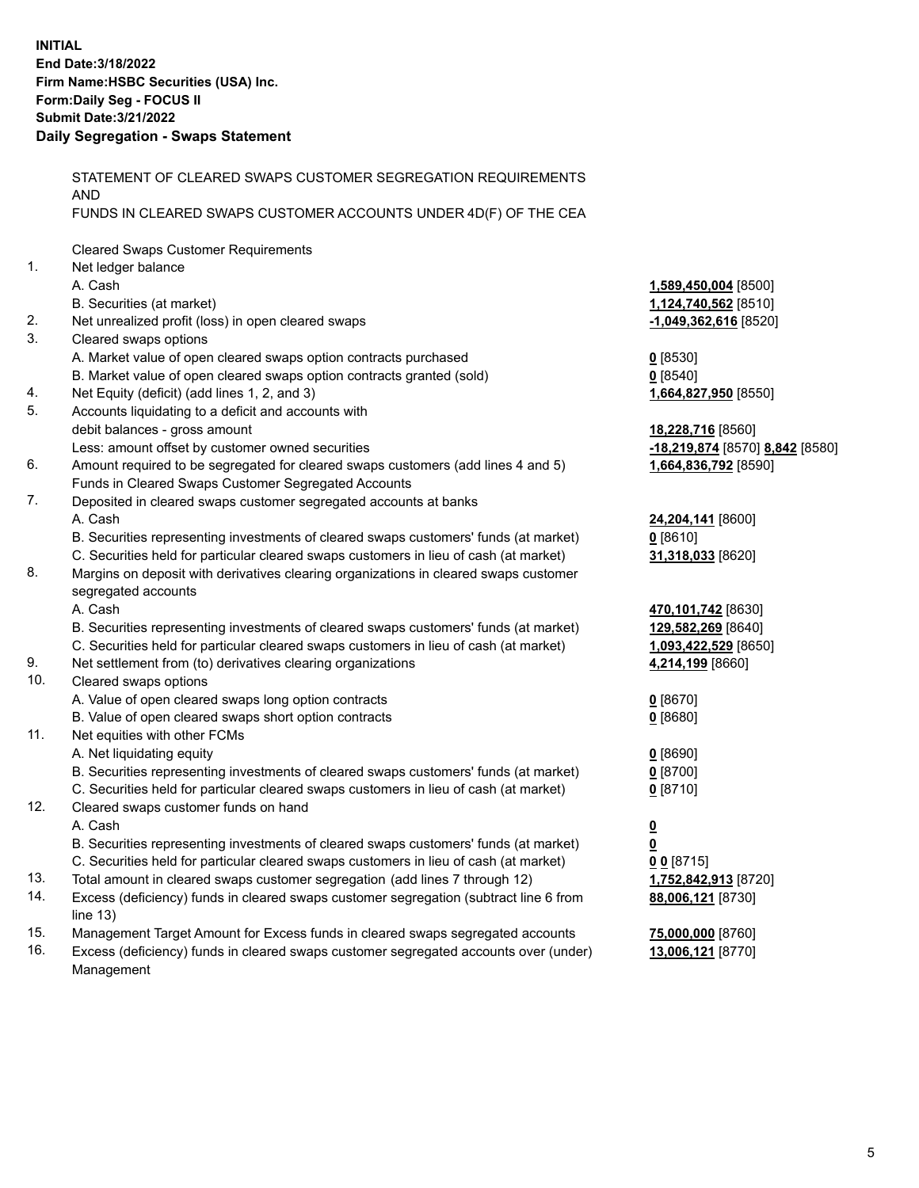**INITIAL**
**End Date:3/18/2022**
**Firm Name:HSBC Securities (USA) Inc.**
**Form:Daily Seg - FOCUS II**
**Submit Date:3/21/2022**
**Daily Segregation - Swaps Statement**

STATEMENT OF CLEARED SWAPS CUSTOMER SEGREGATION REQUIREMENTS AND
FUNDS IN CLEARED SWAPS CUSTOMER ACCOUNTS UNDER 4D(F) OF THE CEA

| | | |
|---|---|---|
| | Cleared Swaps Customer Requirements | |
| 1. | Net ledger balance | |
| | A. Cash | **1,589,450,004** [8500] |
| | B. Securities (at market) | **1,124,740,562** [8510] |
| 2. | Net unrealized profit (loss) in open cleared swaps | **-1,049,362,616** [8520] |
| 3. | Cleared swaps options | |
| | A. Market value of open cleared swaps option contracts purchased | **0** [8530] |
| | B. Market value of open cleared swaps option contracts granted (sold) | **0** [8540] |
| 4. | Net Equity (deficit) (add lines 1, 2, and 3) | **1,664,827,950** [8550] |
| 5. | Accounts liquidating to a deficit and accounts with debit balances - gross amount | **18,228,716** [8560] |
| | Less: amount offset by customer owned securities | **-18,219,874** [8570] **8,842** [8580] |
| 6. | Amount required to be segregated for cleared swaps customers (add lines 4 and 5) | **1,664,836,792** [8590] |
| | Funds in Cleared Swaps Customer Segregated Accounts | |
| 7. | Deposited in cleared swaps customer segregated accounts at banks | |
| | A. Cash | **24,204,141** [8600] |
| | B. Securities representing investments of cleared swaps customers' funds (at market) | **0** [8610] |
| | C. Securities held for particular cleared swaps customers in lieu of cash (at market) | **31,318,033** [8620] |
| 8. | Margins on deposit with derivatives clearing organizations in cleared swaps customer segregated accounts | |
| | A. Cash | **470,101,742** [8630] |
| | B. Securities representing investments of cleared swaps customers' funds (at market) | **129,582,269** [8640] |
| | C. Securities held for particular cleared swaps customers in lieu of cash (at market) | **1,093,422,529** [8650] |
| 9. | Net settlement from (to) derivatives clearing organizations | **4,214,199** [8660] |
| 10. | Cleared swaps options | |
| | A. Value of open cleared swaps long option contracts | **0** [8670] |
| | B. Value of open cleared swaps short option contracts | **0** [8680] |
| 11. | Net equities with other FCMs | |
| | A. Net liquidating equity | **0** [8690] |
| | B. Securities representing investments of cleared swaps customers' funds (at market) | **0** [8700] |
| | C. Securities held for particular cleared swaps customers in lieu of cash (at market) | **0** [8710] |
| 12. | Cleared swaps customer funds on hand | |
| | A. Cash | **0** |
| | B. Securities representing investments of cleared swaps customers' funds (at market) | **0** |
| | C. Securities held for particular cleared swaps customers in lieu of cash (at market) | **0** **0** [8715] |
| 13. | Total amount in cleared swaps customer segregation (add lines 7 through 12) | **1,752,842,913** [8720] |
| 14. | Excess (deficiency) funds in cleared swaps customer segregation (subtract line 6 from line 13) | **88,006,121** [8730] |
| 15. | Management Target Amount for Excess funds in cleared swaps segregated accounts | **75,000,000** [8760] |
| 16. | Excess (deficiency) funds in cleared swaps customer segregated accounts over (under) Management | **13,006,121** [8770] |